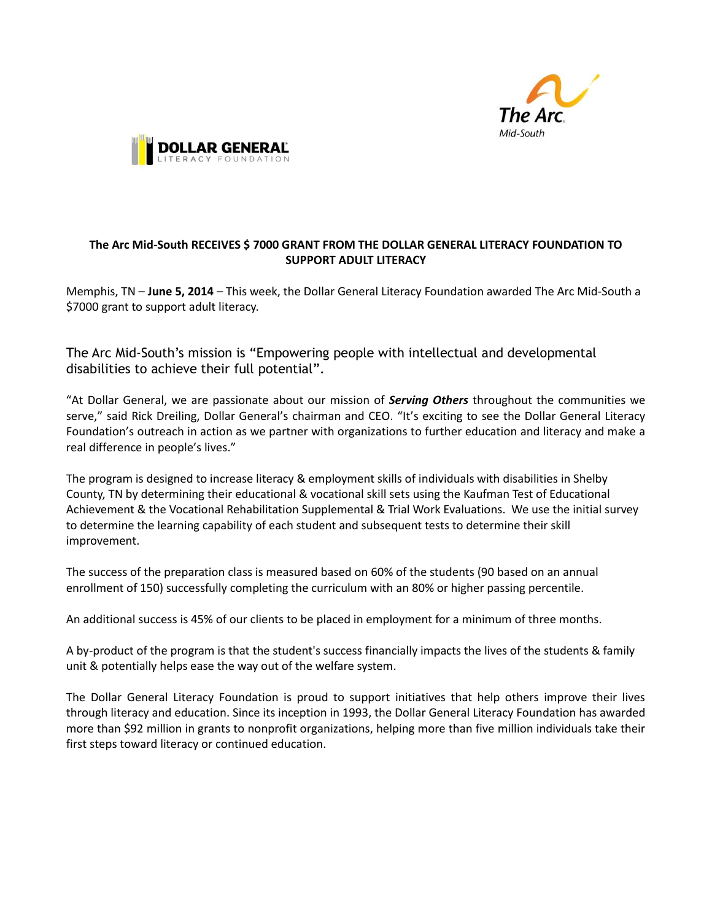**The Arc Mid-South RECEIVES $ 7000 GRANT FROM THE DOLLAR GENERAL LITERACY FOUNDATION TO SUPPORT ADULT LITERACY**

Memphis, TN – **June 5, 2014** – This week, the Dollar General Literacy Foundation awarded The Arc Mid-South a $7000 grant to support adult literacy.

The Arc Mid-South's mission is "Empowering people with intellectual and developmental disabilities to achieve their full potential".

"At Dollar General, we are passionate about our mission of ***Serving Others*** throughout the communities we serve," said Rick Dreiling, Dollar General's chairman and CEO. "It's exciting to see the Dollar General Literacy Foundation's outreach in action as we partner with organizations to further education and literacy and make a real difference in people's lives."

The program is designed to increase literacy & employment skills of individuals with disabilities in Shelby County, TN by determining their educational & vocational skill sets using the Kaufman Test of Educational Achievement & the Vocational Rehabilitation Supplemental & Trial Work Evaluations. We use the initial survey to determine the learning capability of each student and subsequent tests to determine their skill improvement.

The success of the preparation class is measured based on 60% of the students (90 based on an annual enrollment of 150) successfully completing the curriculum with an 80% or higher passing percentile.

An additional success is 45% of our clients to be placed in employment for a minimum of three months.

A by-product of the program is that the student's success financially impacts the lives of the students & family unit & potentially helps ease the way out of the welfare system.

The Dollar General Literacy Foundation is proud to support initiatives that help others improve their lives through literacy and education. Since its inception in 1993, the Dollar General Literacy Foundation has awarded more than $92 million in grants to nonprofit organizations, helping more than five million individuals take their first steps toward literacy or continued education.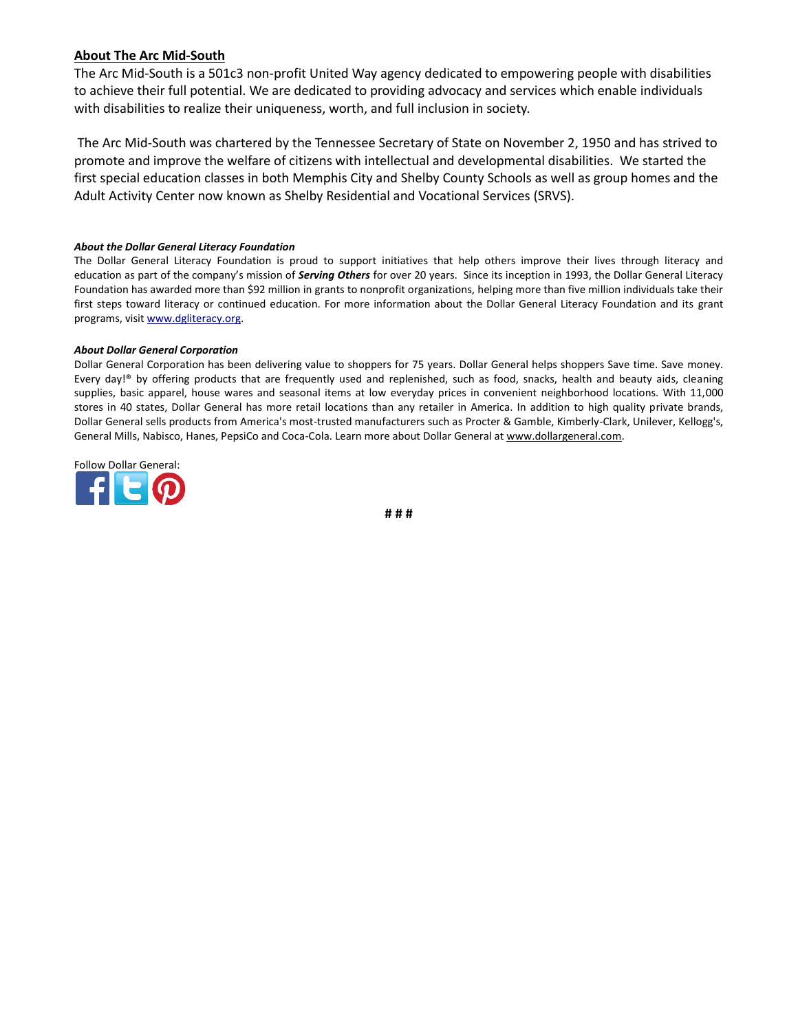**About The Arc Mid-South**

The Arc Mid-South is a 501c3 non-profit United Way agency dedicated to empowering people with disabilities to achieve their full potential. We are dedicated to providing advocacy and services which enable individuals with disabilities to realize their uniqueness, worth, and full inclusion in society.

The Arc Mid-South was chartered by the Tennessee Secretary of State on November 2, 1950 and has strived to promote and improve the welfare of citizens with intellectual and developmental disabilities. We started the first special education classes in both Memphis City and Shelby County Schools as well as group homes and the Adult Activity Center now known as Shelby Residential and Vocational Services (SRVS).

***About the Dollar General Literacy Foundation***

The Dollar General Literacy Foundation is proud to support initiatives that help others improve their lives through literacy and education as part of the company's mission of ***Serving Others*** for over 20 years. Since its inception in 1993, the Dollar General Literacy Foundation has awarded more than $92 million in grants to nonprofit organizations, helping more than five million individuals take their first steps toward literacy or continued education. For more information about the Dollar General Literacy Foundation and its grant programs, visit www.dgliteracy.org.

***About Dollar General Corporation***

Dollar General Corporation has been delivering value to shoppers for 75 years. Dollar General helps shoppers Save time. Save money. Every day!® by offering products that are frequently used and replenished, such as food, snacks, health and beauty aids, cleaning supplies, basic apparel, house wares and seasonal items at low everyday prices in convenient neighborhood locations. With 11,000 stores in 40 states, Dollar General has more retail locations than any retailer in America. In addition to high quality private brands, Dollar General sells products from America's most-trusted manufacturers such as Procter & Gamble, Kimberly-Clark, Unilever, Kellogg's, General Mills, Nabisco, Hanes, PepsiCo and Coca-Cola. Learn more about Dollar General at www.dollargeneral.com.

Follow Dollar General:

# # #